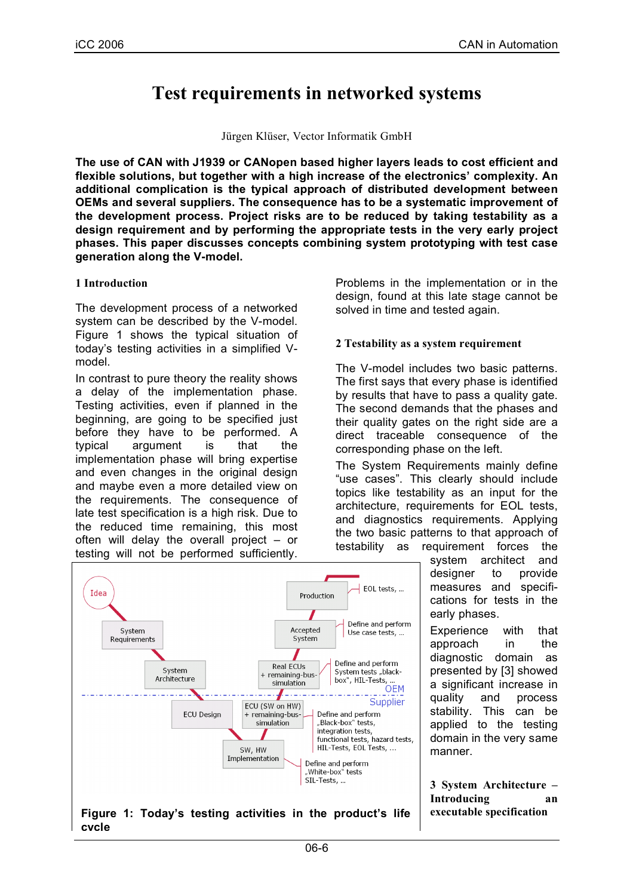# Test requirements in networked systems

Jürgen Klüser, Vector Informatik GmbH

**The use of CAN with J1939 or CANopen based higher layers leads to cost efficient and flexible solutions, but together with a high increase of the electronics' complexity. An additional complication is the typical approach of distributed development between OEMs and several suppliers. The consequence has to be a systematic improvement of the development process. Project risks are to be reduced by taking testability as a design requirement and by performing the appropriate tests in the very early project phases. This paper discusses concepts combining system prototyping with test case generation along the V-model.**

## 1 Introduction

The development process of a networked system can be described by the V-model. Figure 1 shows the typical situation of today's testing activities in a simplified V-model.

In contrast to pure theory the reality shows a delay of the implementation phase. Testing activities, even if planned in the beginning, are going to be specified just before they have to be performed. A typical argument is that the implementation phase will bring expertise and even changes in the original design and maybe even a more detailed view on the requirements. The consequence of late test specification is a high risk. Due to the reduced time remaining, this most often will delay the overall project – or testing will not be performed sufficiently. Problems in the implementation or in the design, found at this late stage cannot be solved in time and tested again.

Idea

System Requirements

System Architecture

ECU Design

SW, HW Implementation

ECU (SW on HW) + remaining-bus-simulation

Real ECUs + remaining-bus-simulation

Accepted System

Production

EOL tests, ...

Define and perform Use case tests, ...

Define and perform System tests „black-box", HIL-Tests, ...

OEM

Supplier

Define and perform „Black-box" tests, integration tests, functional tests, hazard tests, HIL-Tests, EOL Tests, ...

Define and perform „White-box" tests SIL-Tests, ...

**Figure 1: Today's testing activities in the product's life cycle**

## 2 Testability as a system requirement

The V-model includes two basic patterns. The first says that every phase is identified by results that have to pass a quality gate. The second demands that the phases and their quality gates on the right side are a direct traceable consequence of the corresponding phase on the left.

The System Requirements mainly define "use cases". This clearly should include topics like testability as an input for the architecture, requirements for EOL tests, and diagnostics requirements. Applying the two basic patterns to that approach of testability as requirement forces the system architect and designer to provide measures and specifications for tests in the early phases.

Experience with that approach in the diagnostic domain as presented by [3] showed a significant increase in quality and process stability. This can be applied to the testing domain in the very same manner.

## 3 System Architecture – Introducing an executable specification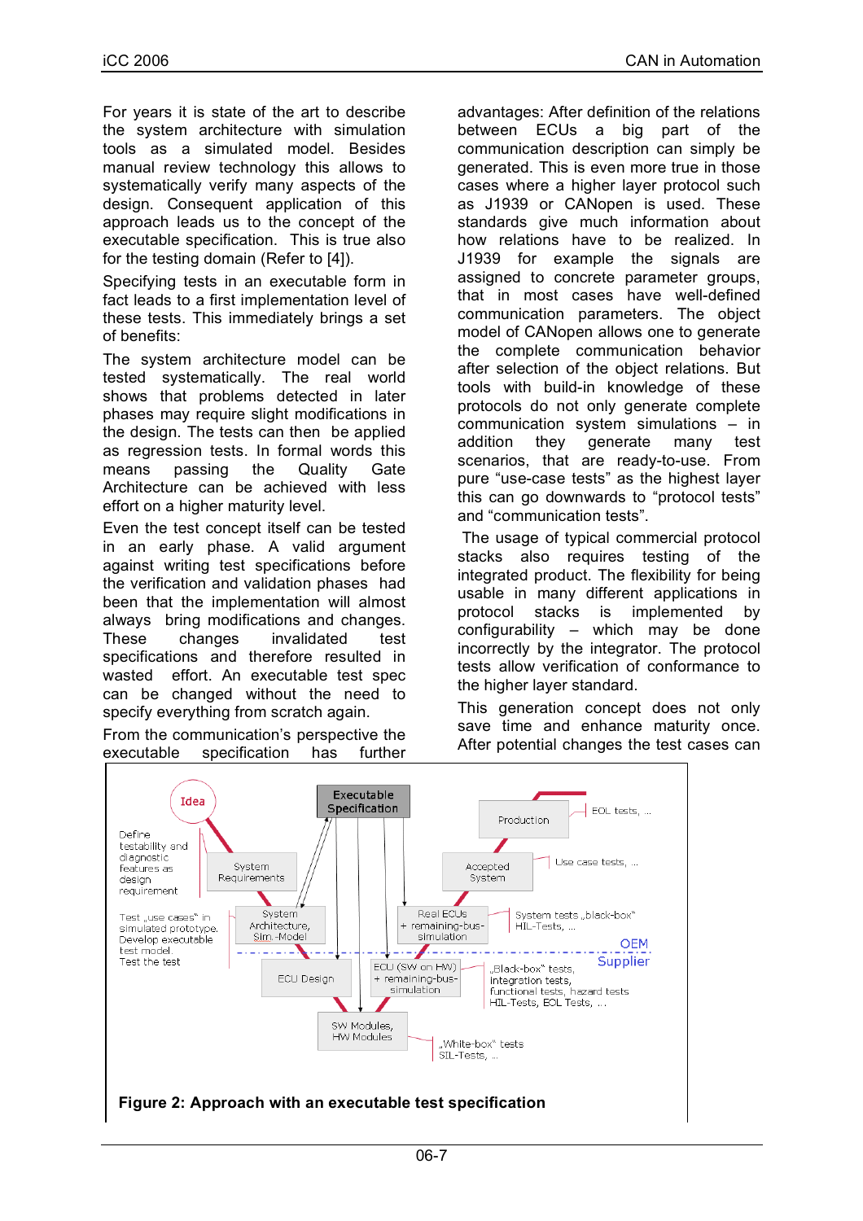For years it is state of the art to describe the system architecture with simulation tools as a simulated model. Besides manual review technology this allows to systematically verify many aspects of the design. Consequent application of this approach leads us to the concept of the executable specification. This is true also for the testing domain (Refer to [4]).

Specifying tests in an executable form in fact leads to a first implementation level of these tests. This immediately brings a set of benefits:

The system architecture model can be tested systematically. The real world shows that problems detected in later phases may require slight modifications in the design. The tests can then be applied as regression tests. In formal words this means passing the Quality Gate Architecture can be achieved with less effort on a higher maturity level.

Even the test concept itself can be tested in an early phase. A valid argument against writing test specifications before the verification and validation phases had been that the implementation will almost always bring modifications and changes. These changes invalidated test specifications and therefore resulted in wasted effort. An executable test spec can be changed without the need to specify everything from scratch again.

From the communication's perspective the executable specification has further advantages: After definition of the relations between ECUs a big part of the communication description can simply be generated. This is even more true in those cases where a higher layer protocol such as J1939 or CANopen is used. These standards give much information about how relations have to be realized. In J1939 for example the signals are assigned to concrete parameter groups, that in most cases have well-defined communication parameters. The object model of CANopen allows one to generate the complete communication behavior after selection of the object relations. But tools with build-in knowledge of these protocols do not only generate complete communication system simulations – in addition they generate many test scenarios, that are ready-to-use. From pure "use-case tests" as the highest layer this can go downwards to "protocol tests" and "communication tests".

The usage of typical commercial protocol stacks also requires testing of the integrated product. The flexibility for being usable in many different applications in protocol stacks is implemented by configurability – which may be done incorrectly by the integrator. The protocol tests allow verification of conformance to the higher layer standard.

This generation concept does not only save time and enhance maturity once. After potential changes the test cases can

**Figure 2: Approach with an executable test specification**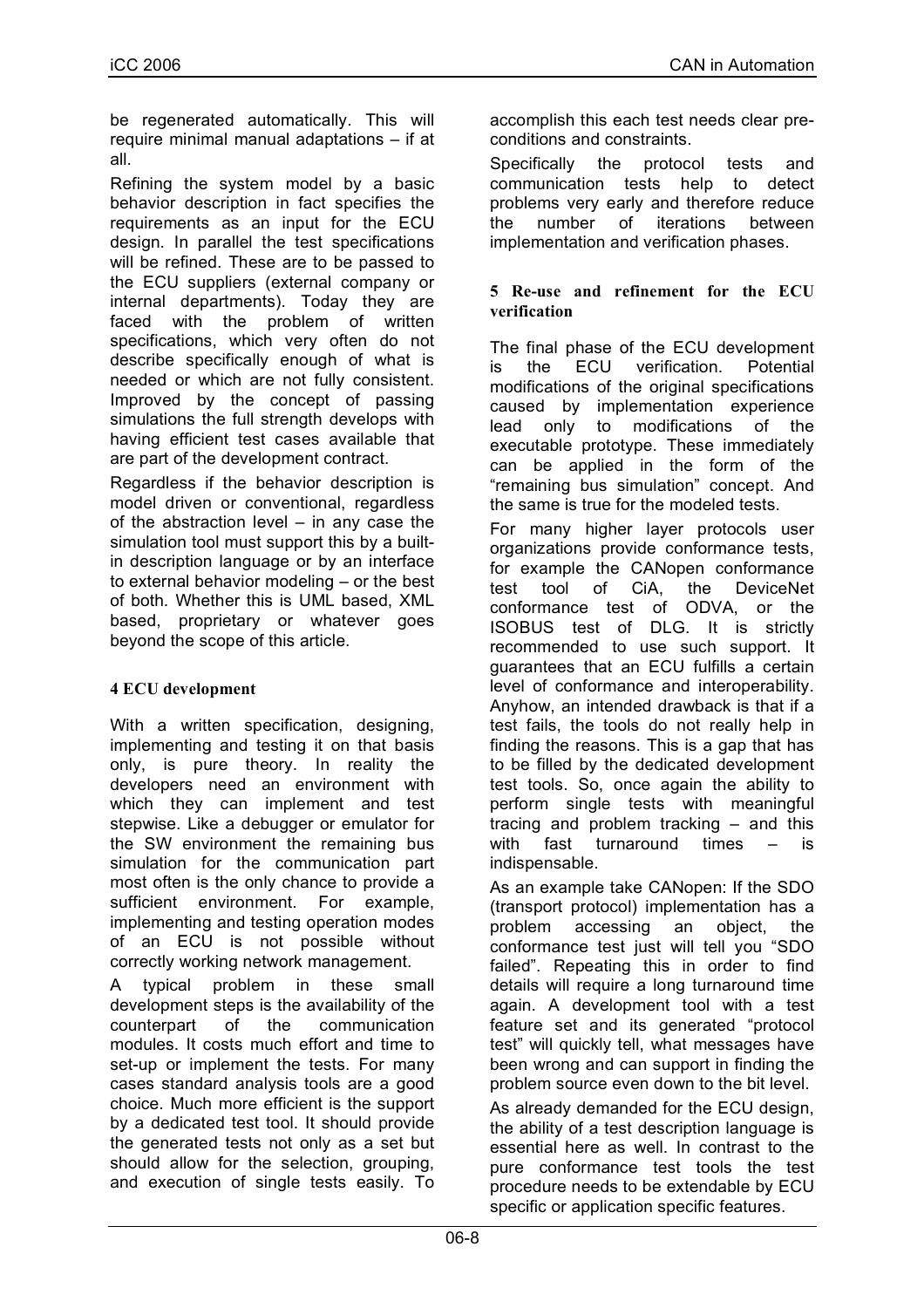be regenerated automatically. This will require minimal manual adaptations – if at all.

Refining the system model by a basic behavior description in fact specifies the requirements as an input for the ECU design. In parallel the test specifications will be refined. These are to be passed to the ECU suppliers (external company or internal departments). Today they are faced with the problem of written specifications, which very often do not describe specifically enough of what is needed or which are not fully consistent. Improved by the concept of passing simulations the full strength develops with having efficient test cases available that are part of the development contract.

Regardless if the behavior description is model driven or conventional, regardless of the abstraction level – in any case the simulation tool must support this by a built-in description language or by an interface to external behavior modeling – or the best of both. Whether this is UML based, XML based, proprietary or whatever goes beyond the scope of this article.

## 4 ECU development

With a written specification, designing, implementing and testing it on that basis only, is pure theory. In reality the developers need an environment with which they can implement and test stepwise. Like a debugger or emulator for the SW environment the remaining bus simulation for the communication part most often is the only chance to provide a sufficient environment. For example, implementing and testing operation modes of an ECU is not possible without correctly working network management.

A typical problem in these small development steps is the availability of the counterpart of the communication modules. It costs much effort and time to set-up or implement the tests. For many cases standard analysis tools are a good choice. Much more efficient is the support by a dedicated test tool. It should provide the generated tests not only as a set but should allow for the selection, grouping, and execution of single tests easily. To accomplish this each test needs clear pre-conditions and constraints.

Specifically the protocol tests and communication tests help to detect problems very early and therefore reduce the number of iterations between implementation and verification phases.

## 5 Re-use and refinement for the ECU verification

The final phase of the ECU development is the ECU verification. Potential modifications of the original specifications caused by implementation experience lead only to modifications of the executable prototype. These immediately can be applied in the form of the "remaining bus simulation" concept. And the same is true for the modeled tests.

For many higher layer protocols user organizations provide conformance tests, for example the CANopen conformance test tool of CiA, the DeviceNet conformance test of ODVA, or the ISOBUS test of DLG. It is strictly recommended to use such support. It guarantees that an ECU fulfills a certain level of conformance and interoperability. Anyhow, an intended drawback is that if a test fails, the tools do not really help in finding the reasons. This is a gap that has to be filled by the dedicated development test tools. So, once again the ability to perform single tests with meaningful tracing and problem tracking – and this with fast turnaround times – is indispensable.

As an example take CANopen: If the SDO (transport protocol) implementation has a problem accessing an object, the conformance test just will tell you "SDO failed". Repeating this in order to find details will require a long turnaround time again. A development tool with a test feature set and its generated "protocol test" will quickly tell, what messages have been wrong and can support in finding the problem source even down to the bit level.

As already demanded for the ECU design, the ability of a test description language is essential here as well. In contrast to the pure conformance test tools the test procedure needs to be extendable by ECU specific or application specific features.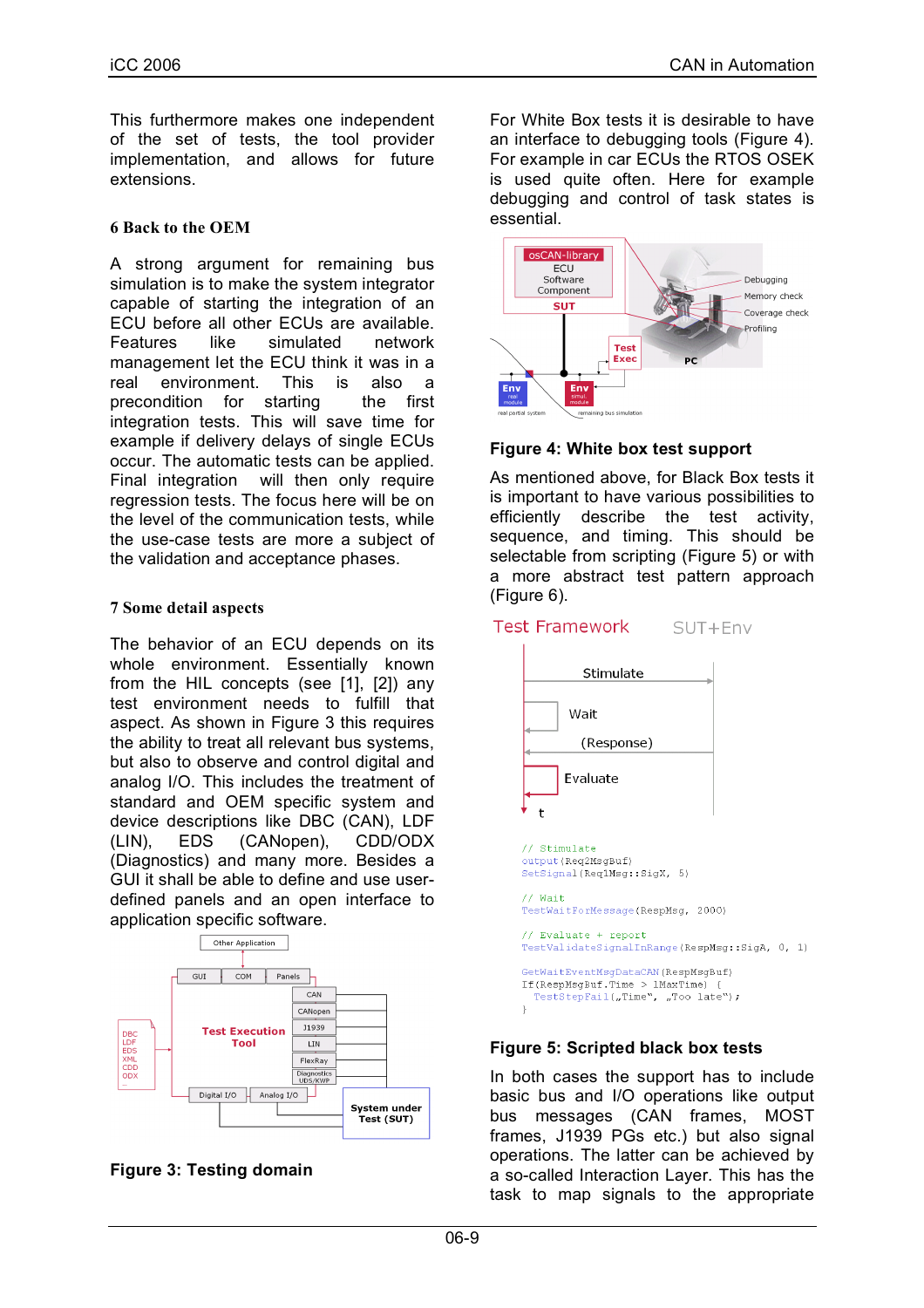This furthermore makes one independent of the set of tests, the tool provider implementation, and allows for future extensions.

## 6 Back to the OEM

A strong argument for remaining bus simulation is to make the system integrator capable of starting the integration of an ECU before all other ECU are available. Features like simulated network management let the ECU think it was in a real environment. This is also a precondition for starting the first integration tests. This will save time for example if delivery delays of single ECUs occur. The automatic tests can be applied. Final integration will then only require regression tests. The focus here will be on the level of the communication tests, while the use-case tests are more a subject of the validation and acceptance phases.

## 7 Some detail aspects

The behavior of an ECU depends on its whole environment. Essentially known from the HIL concepts (see [1], [2]) any test environment needs to fulfill that aspect. As shown in Figure 3 this requires the ability to treat all relevant bus systems, but also to observe and control digital and analog I/O. This includes the treatment of standard and OEM specific system and device descriptions like DBC (CAN), LDF (LIN), EDS (CANopen), CDD/ODX (Diagnostics) and many more. Besides a GUI it shall be able to define and use user-defined panels and an open interface to application specific software.

**Figure 3: Testing domain**

For White Box tests it is desirable to have an interface to debugging tools (Figure 4). For example in car ECUs the RTOS OSEK is used quite often. Here for example debugging and control of task states is essential.

**Figure 4: White box test support**

As mentioned above, for Black Box tests it is important to have various possibilities to efficiently describe the test activity, sequence, and timing. This should be selectable from scripting (Figure 5) or with a more abstract test pattern approach (Figure 6).

```
// Stimulate
output(Req2MsgBuf)
SetSignal(Req1Msg::SigX, 5)

// Wait
TestWaitForMessage(RespMsg, 2000)

// Evaluate + report
TestValidateSignalInRange(RespMsg::SigA, 0, 1)

GetWaitEventMsgDataCAN(RespMsgBuf)
If(RespMsgBuf.Time > lMaxTime) {
  TestStepFail(„Time", „Too late");
}
```

**Figure 5: Scripted black box tests**

In both cases the support has to include basic bus and I/O operations like output bus messages (CAN frames, MOST frames, J1939 PGs etc.) but also signal operations. The latter can be achieved by a so-called Interaction Layer. This has the task to map signals to the appropriate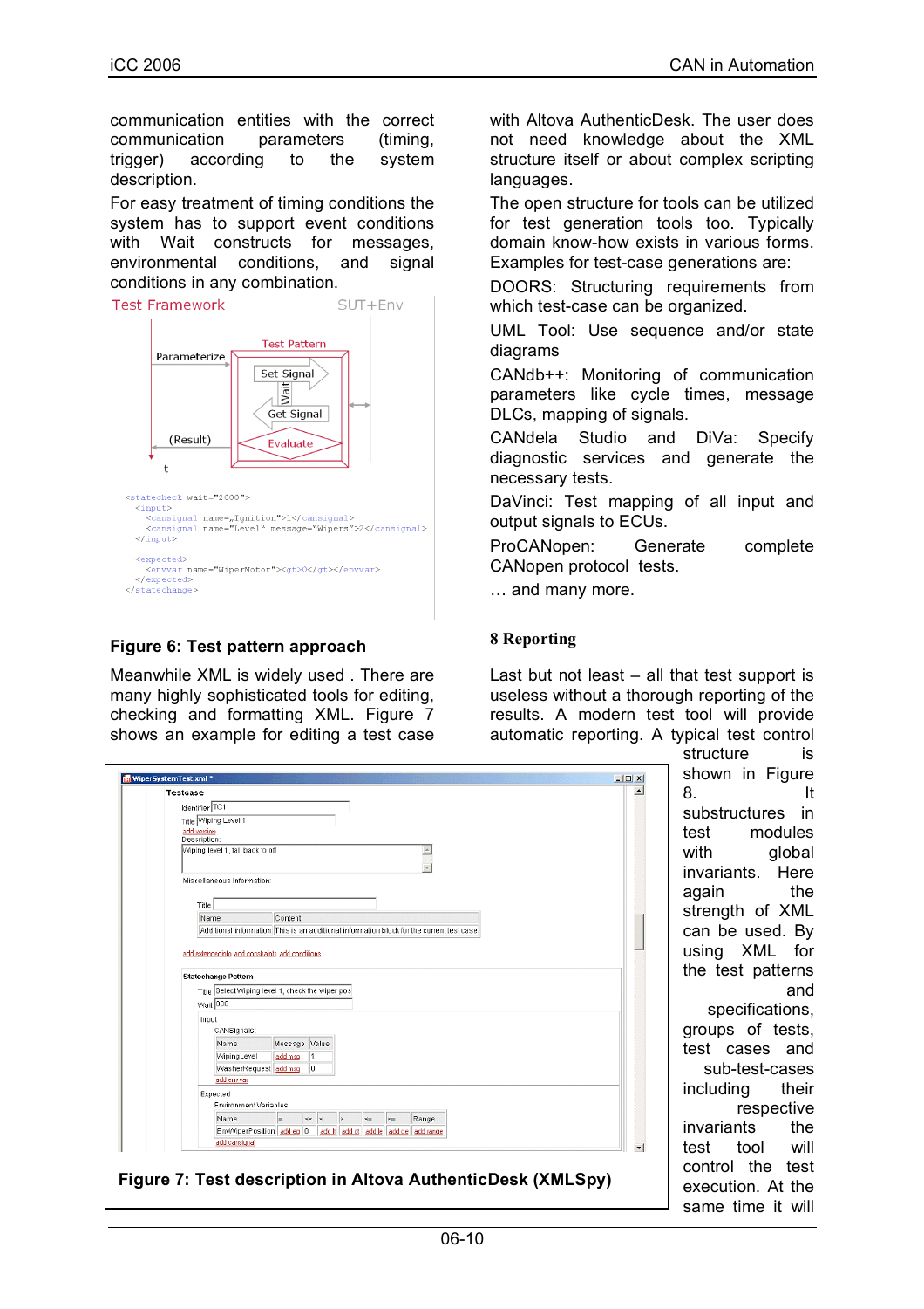communication entities with the correct communication parameters (timing, trigger) according to the system description.

For easy treatment of timing conditions the system has to support event conditions with Wait constructs for messages, environmental conditions, and signal conditions in any combination.

**Figure 6: Test pattern approach**

Meanwhile XML is widely used . There are many highly sophisticated tools for editing, checking and formatting XML. Figure 7 shows an example for editing a test case with Altova AuthenticDesk. The user does not need knowledge about the XML structure itself or about complex scripting languages.

The open structure for tools can be utilized for test generation tools too. Typically domain know-how exists in various forms. Examples for test-case generations are:

DOORS: Structuring requirements from which test-case can be organized.

UML Tool: Use sequence and/or state diagrams

CANdb++: Monitoring of communication parameters like cycle times, message DLCs, mapping of signals.

CANdela Studio and DiVa: Specify diagnostic services and generate the necessary tests.

DaVinci: Test mapping of all input and output signals to ECUs.

ProCANopen: Generate complete CANopen protocol tests.

… and many more.

## 8 Reporting

Last but not least – all that test support is useless without a thorough reporting of the results. A modern test tool will provide automatic reporting. A typical test control structure is shown in Figure 8. It substructures in test modules with global invariants. Here again the strength of XML can be used. By using XML for the test patterns and specifications, groups of tests, test cases and sub-test-cases including their respective invariants the test tool will control the test execution. At the same time it will

**Figure 7: Test description in Altova AuthenticDesk (XMLSpy)**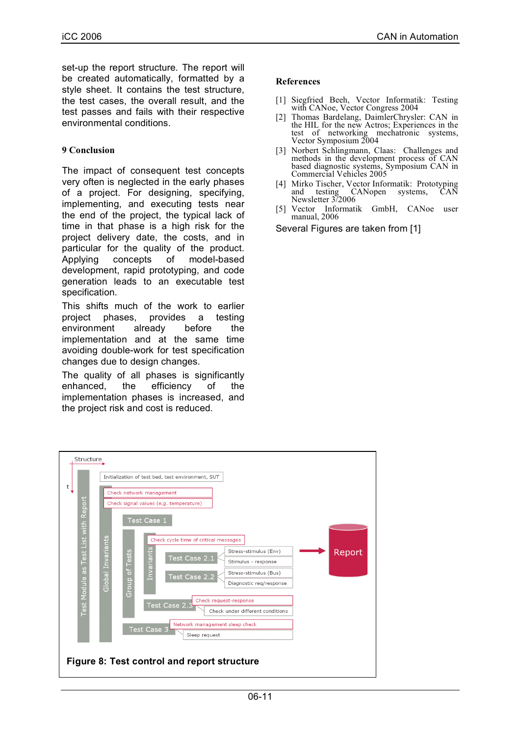set-up the report structure. The report will be created automatically, formatted by a style sheet. It contains the test structure, the test cases, the overall result, and the test passes and fails with their respective environmental conditions.

## 9 Conclusion

The impact of consequent test concepts very often is neglected in the early phases of a project. For designing, specifying, implementing, and executing tests near the end of the project, the typical lack of time in that phase is a high risk for the project delivery date, the costs, and in particular for the quality of the product. Applying concepts of model-based development, rapid prototyping, and code generation leads to an executable test specification.

This shifts much of the work to earlier project phases, provides a testing environment already before the implementation and at the same time avoiding double-work for test specification changes due to design changes.

The quality of all phases is significantly enhanced, the efficiency of the implementation phases is increased, and the project risk and cost is reduced.

## References

[1] Siegfried Beeh, Vector Informatik: Testing with CANoe, Vector Congress 2004

[2] Thomas Bardelang, DaimlerChrysler: CAN in the HIL for the new Actros; Experiences in the test of networking mechatronic systems, Vector Symposium 2004

[3] Norbert Schlingmann, Claas: Challenges and methods in the development process of CAN based diagnostic systems, Symposium CAN in Commercial Vehicles 2005

[4] Mirko Tischer, Vector Informatik: Prototyping and testing CANopen systems, CAN Newsletter 3/2006

[5] Vector Informatik GmbH, CANoe user manual, 2006

Several Figures are taken from [1]

Structure
t
Test Module as Test List with Report
Global Invariants
Initialization of test bed, test environment, SUT
Check network management
Check signal values (e.g. temperature)
Test Case 1
Group of Tests
Invariants
Check cycle time of critical messages
Test Case 2.1
Stress-stimulus (Env)
Stimulus - response
Test Case 2.2
Stress-stimulus (Bus)
Diagnostic req/response
Test Case 2.3
Check request-response
Check under different conditions
Test Case 3
Network management sleep check
Sleep request
Report

**Figure 8: Test control and report structure**